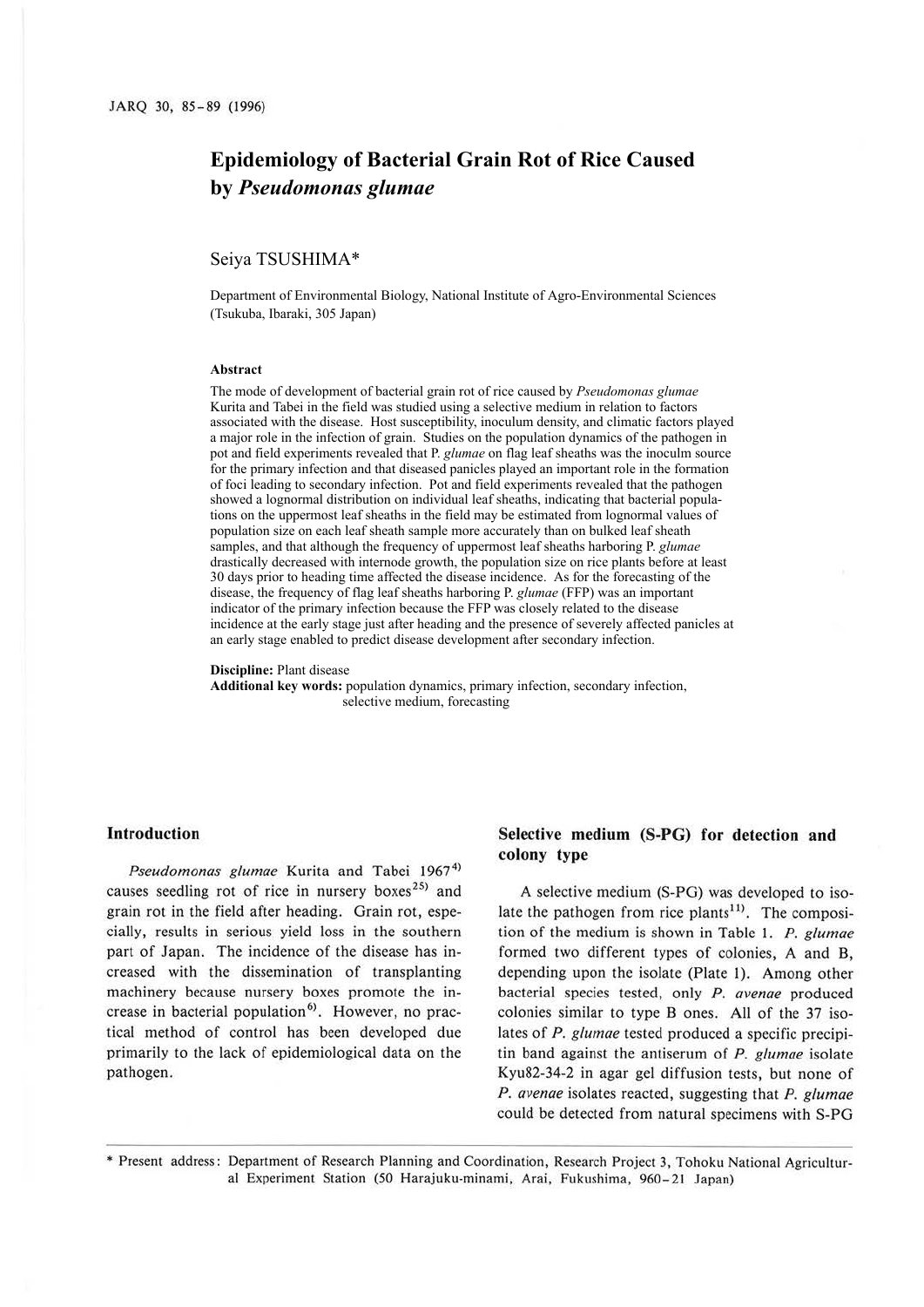# Epidemiology of Bacterial Grain Rot of Rice Caused by *Pseudomonas glumae*

Seiya TSUSHIMA*

Department of Environmental Biology, National Institute of Agro-Environmental Sciences (Tsukuba, Ibaraki, 305 Japan)

### Abstract

The mode of development of bacterial grain rot of rice caused by *Pseudomonas glumae* Kurita and Tabei in the field was studied using a selective medium in relation to factors associated with the disease. Host susceptibility, inoculum density, and climatic factors played a major role in the infection of grain. Studies on the population dynamics of the pathogen in pot and field experiments revealed that P. *glumae* on flag leaf sheaths was the inoculm source for the primary infection and that diseased panicles played an important role in the formation of foci leading to secondary infection. Pot and field experiments revealed that the pathogen showed a lognormal distribution on individual leaf sheaths, indicating that bacterial populations on the uppermost leaf sheaths in the field may be estimated from lognormal values of population size on each leaf sheath sample more accurately than on bulked leaf sheath samples, and that although the frequency of uppermost leaf sheaths harboring P. *glumae* drastically decreased with internode growth, the population size on rice plants before at least 30 days prior to heading time affected the disease incidence. As for the forecasting of the disease, the frequency of flag leaf sheaths harboring P. *glumae* (FFP) was an important indicator of the primary infection because the FFP was closely related to the disease incidence at the early stage just after heading and the presence of severely affected panicles at an early stage enabled to predict disease development after secondary infection.

**Discipline:** Plant disease
**Additional key words:** population dynamics, primary infection, secondary infection, selective medium, forecasting

## Introduction

*Pseudomonas glumae* Kurita and Tabei 1967[4] causes seedling rot of rice in nursery boxes[25] and grain rot in the field after heading. Grain rot, especially, results in serious yield loss in the southern part of Japan. The incidence of the disease has increased with the dissemination of transplanting machinery because nursery boxes promote the increase in bacterial population[6]. However, no practical method of control has been developed due primarily to the lack of epidemiological data on the pathogen.

## Selective medium (S-PG) for detection and colony type

A selective medium (S-PG) was developed to isolate the pathogen from rice plants[11]. The composition of the medium is shown in Table 1. *P. glumae* formed two different types of colonies, A and B, depending upon the isolate (Plate 1). Among other bacterial species tested, only *P. avenae* produced colonies similar to type B ones. All of the 37 isolates of *P. glumae* tested produced a specific precipitin band against the antiserum of *P. glumae* isolate Kyu82-34-2 in agar gel diffusion tests, but none of *P. avenae* isolates reacted, suggesting that *P. glumae* could be detected from natural specimens with S-PG

\* Present address: Department of Research Planning and Coordination, Research Project 3, Tohoku National Agricultural Experiment Station (50 Harajuku-minami, Arai, Fukushima, 960-21 Japan)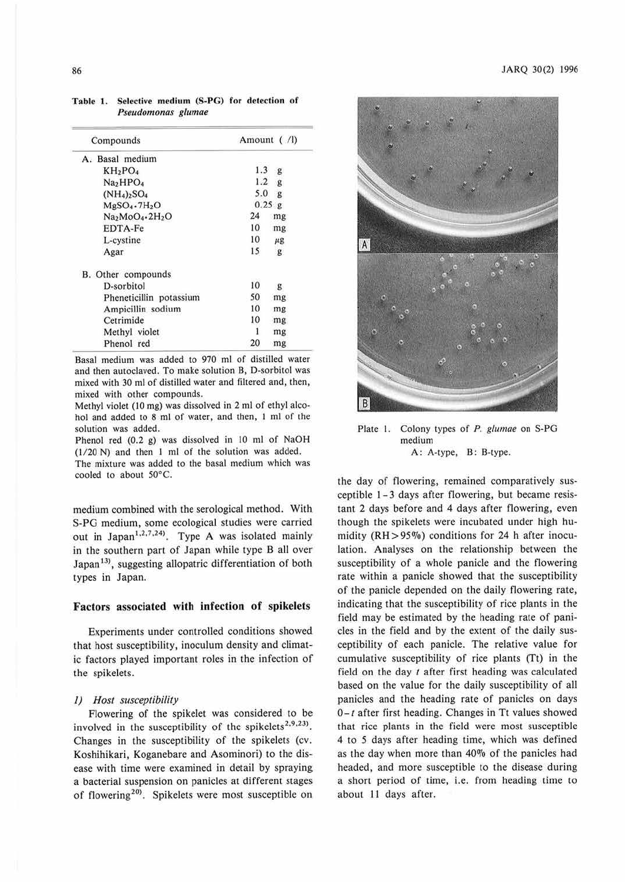**Table 1. Selective medium (S-PG) for detection of *Pseudomonas glumae***

| Compounds | Amount ( /l) |
|---|---|
| A. Basal medium | |
| $KH_2PO_4$ | 1.3 g |
| $Na_2HPO_4$ | 1.2 g |
| $(NH_4)_2SO_4$ | 5.0 g |
| $MgSO_4 \cdot 7H_2O$ | 0.25 g |
| $Na_2MoO_4 \cdot 2H_2O$ | 24 mg |
| EDTA-Fe | 10 mg |
| L-cystine | 10 μg |
| Agar | 15 g |
| B. Other compounds | |
| D-sorbitol | 10 g |
| Pheneticillin potassium | 50 mg |
| Ampicillin sodium | 10 mg |
| Cetrimide | 10 mg |
| Methyl violet | 1 mg |
| Phenol red | 20 mg |

Basal medium was added to 970 ml of distilled water and then autoclaved. To make solution B, D-sorbitol was mixed with 30 ml of distilled water and filtered and, then, mixed with other compounds.
Methyl violet (10 mg) was dissolved in 2 ml of ethyl alcohol and added to 8 ml of water, and then, 1 ml of the solution was added.
Phenol red (0.2 g) was dissolved in 10 ml of NaOH (1/20 N) and then 1 ml of the solution was added.
The mixture was added to the basal medium which was cooled to about 50°C.

medium combined with the serological method. With S-PG medium, some ecological studies were carried out in Japan[1,2,7,24]. Type A was isolated mainly in the southern part of Japan while type B all over Japan[13], suggesting allopatric differentiation of both types in Japan.

Plate 1. Colony types of *P. glumae* on S-PG medium
A: A-type, B: B-type.

## Factors associated with infection of spikelets

Experiments under controlled conditions showed that host susceptibility, inoculum density and climatic factors played important roles in the infection of the spikelets.

### 1) Host susceptibility

Flowering of the spikelet was considered to be involved in the susceptibility of the spikelets[2,9,23]. Changes in the susceptibility of the spikelets (cv. Koshihikari, Koganebare and Asominori) to the disease with time were examined in detail by spraying a bacterial suspension on panicles at different stages of flowering[20]. Spikelets were most susceptible on the day of flowering, remained comparatively susceptible 1–3 days after flowering, but became resistant 2 days before and 4 days after flowering, even though the spikelets were incubated under high humidity (RH > 95%) conditions for 24 h after inoculation. Analyses on the relationship between the susceptibility of a whole panicle and the flowering rate within a panicle showed that the susceptibility of the panicle depended on the daily flowering rate, indicating that the susceptibility of rice plants in the field may be estimated by the heading rate of panicles in the field and by the extent of the daily susceptibility of each panicle. The relative value for cumulative susceptibility of rice plants (Tt) in the field on the day $t$ after first heading was calculated based on the value for the daily susceptibility of all panicles and the heading rate of panicles on days $0-t$ after first heading. Changes in Tt values showed that rice plants in the field were most susceptible 4 to 5 days after heading time, which was defined as the day when more than 40% of the panicles had headed, and more susceptible to the disease during a short period of time, i.e. from heading time to about 11 days after.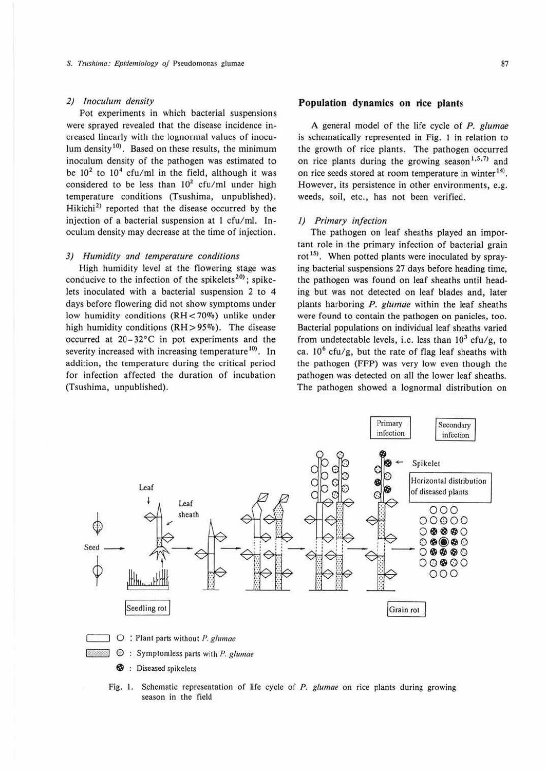### 2) Inoculum density

Pot experiments in which bacterial suspensions were sprayed revealed that the disease incidence increased linearly with the lognormal values of inoculum density[10]. Based on these results, the minimum inoculum density of the pathogen was estimated to be $10^2$ to $10^4$ cfu/ml in the field, although it was considered to be less than $10^2$ cfu/ml under high temperature conditions (Tsushima, unpublished). Hikichi[2] reported that the disease occurred by the injection of a bacterial suspension at 1 cfu/ml. Inoculum density may decrease at the time of injection.

### 3) Humidity and temperature conditions

High humidity level at the flowering stage was conducive to the infection of the spikelets[20]; spikelets inoculated with a bacterial suspension 2 to 4 days before flowering did not show symptoms under low humidity conditions (RH<70%) unlike under high humidity conditions (RH>95%). The disease occurred at 20–32°C in pot experiments and the severity increased with increasing temperature[10]. In addition, the temperature during the critical period for infection affected the duration of incubation (Tsushima, unpublished).

## Population dynamics on rice plants

A general model of the life cycle of *P. glumae* is schematically represented in Fig. 1 in relation to the growth of rice plants. The pathogen occurred on rice plants during the growing season[1,5,7] and on rice seeds stored at room temperature in winter[14]. However, its persistence in other environments, e.g. weeds, soil, etc., has not been verified.

### 1) Primary infection

The pathogen on leaf sheaths played an important role in the primary infection of bacterial grain rot[15]. When potted plants were inoculated by spraying bacterial suspensions 27 days before heading time, the pathogen was found on leaf sheaths until heading but was not detected on leaf blades and, later plants harboring *P. glumae* within the leaf sheaths were found to contain the pathogen on panicles, too. Bacterial populations on individual leaf sheaths varied from undetectable levels, i.e. less than $10^3$ cfu/g, to ca. $10^6$ cfu/g, but the rate of flag leaf sheaths with the pathogen (FFP) was very low even though the pathogen was detected on all the lower leaf sheaths. The pathogen showed a lognormal distribution on

Fig. 1. Schematic representation of life cycle of *P. glumae* on rice plants during growing season in the field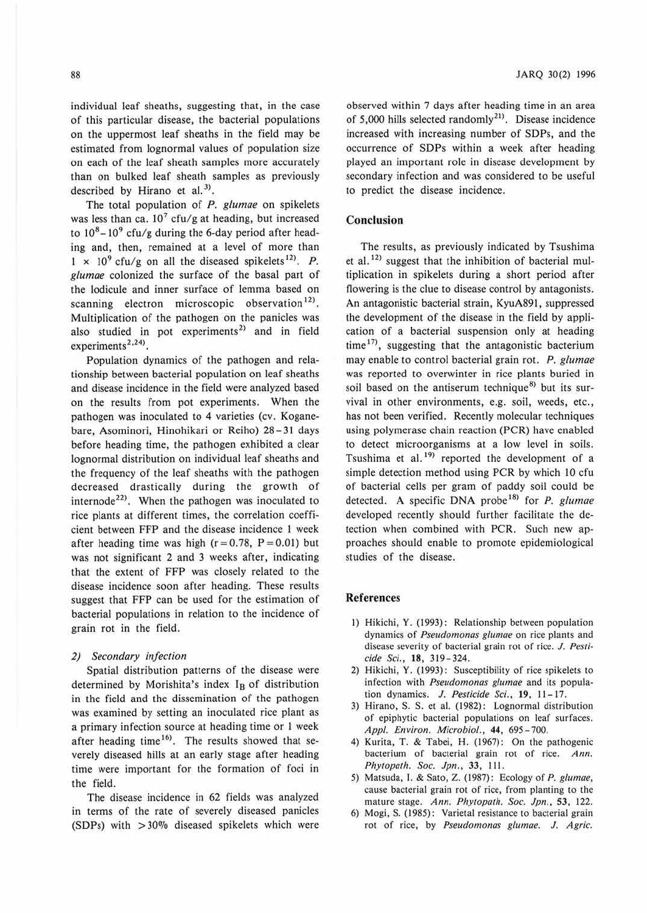individual leaf sheaths, suggesting that, in the case of this particular disease, the bacterial populations on the uppermost leaf sheaths in the field may be estimated from lognormal values of population size on each of the leaf sheath samples more accurately than on bulked leaf sheath samples as previously described by Hirano et al.[3].

The total population of *P. glumae* on spikelets was less than ca. $10^7$ cfu/g at heading, but increased to $10^8$–$10^9$ cfu/g during the 6-day period after heading and, then, remained at a level of more than $1 \times 10^9$ cfu/g on all the diseased spikelets[12]. *P. glumae* colonized the surface of the basal part of the lodicule and inner surface of lemma based on scanning electron microscopic observation[12]. Multiplication of the pathogen on the panicles was also studied in pot experiments[2] and in field experiments[2,24].

Population dynamics of the pathogen and relationship between bacterial population on leaf sheaths and disease incidence in the field were analyzed based on the results from pot experiments. When the pathogen was inoculated to 4 varieties (cv. Koganebare, Asominori, Hinohikari or Reiho) 28–31 days before heading time, the pathogen exhibited a clear lognormal distribution on individual leaf sheaths and the frequency of the leaf sheaths with the pathogen decreased drastically during the growth of internode[22]. When the pathogen was inoculated to rice plants at different times, the correlation coefficient between FFP and the disease incidence 1 week after heading time was high ($r = 0.78$, $P = 0.01$) but was not significant 2 and 3 weeks after, indicating that the extent of FFP was closely related to the disease incidence soon after heading. These results suggest that FFP can be used for the estimation of bacterial populations in relation to the incidence of grain rot in the field.

*2) Secondary infection*

Spatial distribution patterns of the disease were determined by Morishita's index $I_B$ of distribution in the field and the dissemination of the pathogen was examined by setting an inoculated rice plant as a primary infection source at heading time or 1 week after heading time[16]. The results showed that severely diseased hills at an early stage after heading time were important for the formation of foci in the field.

The disease incidence in 62 fields was analyzed in terms of the rate of severely diseased panicles (SDPs) with >30% diseased spikelets which were observed within 7 days after heading time in an area of 5,000 hills selected randomly[21]. Disease incidence increased with increasing number of SDPs, and the occurrence of SDPs within a week after heading played an important role in disease development by secondary infection and was considered to be useful to predict the disease incidence.

## Conclusion

The results, as previously indicated by Tsushima et al.[12] suggest that the inhibition of bacterial multiplication in spikelets during a short period after flowering is the clue to disease control by antagonists. An antagonistic bacterial strain, KyuA891, suppressed the development of the disease in the field by application of a bacterial suspension only at heading time[17], suggesting that the antagonistic bacterium may enable to control bacterial grain rot. *P. glumae* was reported to overwinter in rice plants buried in soil based on the antiserum technique[8] but its survival in other environments, e.g. soil, weeds, etc., has not been verified. Recently molecular techniques using polymerase chain reaction (PCR) have enabled to detect microorganisms at a low level in soils. Tsushima et al.[19] reported the development of a simple detection method using PCR by which 10 cfu of bacterial cells per gram of paddy soil could be detected. A specific DNA probe[18] for *P. glumae* developed recently should further facilitate the detection when combined with PCR. Such new approaches should enable to promote epidemiological studies of the disease.

## References

1) Hikichi, Y. (1993): Relationship between population dynamics of *Pseudomonas glumae* on rice plants and disease severity of bacterial grain rot of rice. *J. Pesticide Sci.*, **18**, 319–324.
2) Hikichi, Y. (1993): Susceptibility of rice spikelets to infection with *Pseudomonas glumae* and its population dynamics. *J. Pesticide Sci.*, **19**, 11–17.
3) Hirano, S. S. et al. (1982): Lognormal distribution of epiphytic bacterial populations on leaf surfaces. *Appl. Environ. Microbiol.*, **44**, 695–700.
4) Kurita, T. & Tabei, H. (1967): On the pathogenic bacterium of bacterial grain rot of rice. *Ann. Phytopath. Soc. Jpn.*, **33**, 111.
5) Matsuda, I. & Sato, Z. (1987): Ecology of *P. glumae*, cause bacterial grain rot of rice, from planting to the mature stage. *Ann. Phytopath. Soc. Jpn.*, **53**, 122.
6) Mogi, S. (1985): Varietal resistance to bacterial grain rot of rice, by *Pseudomonas glumae*. *J. Agric.*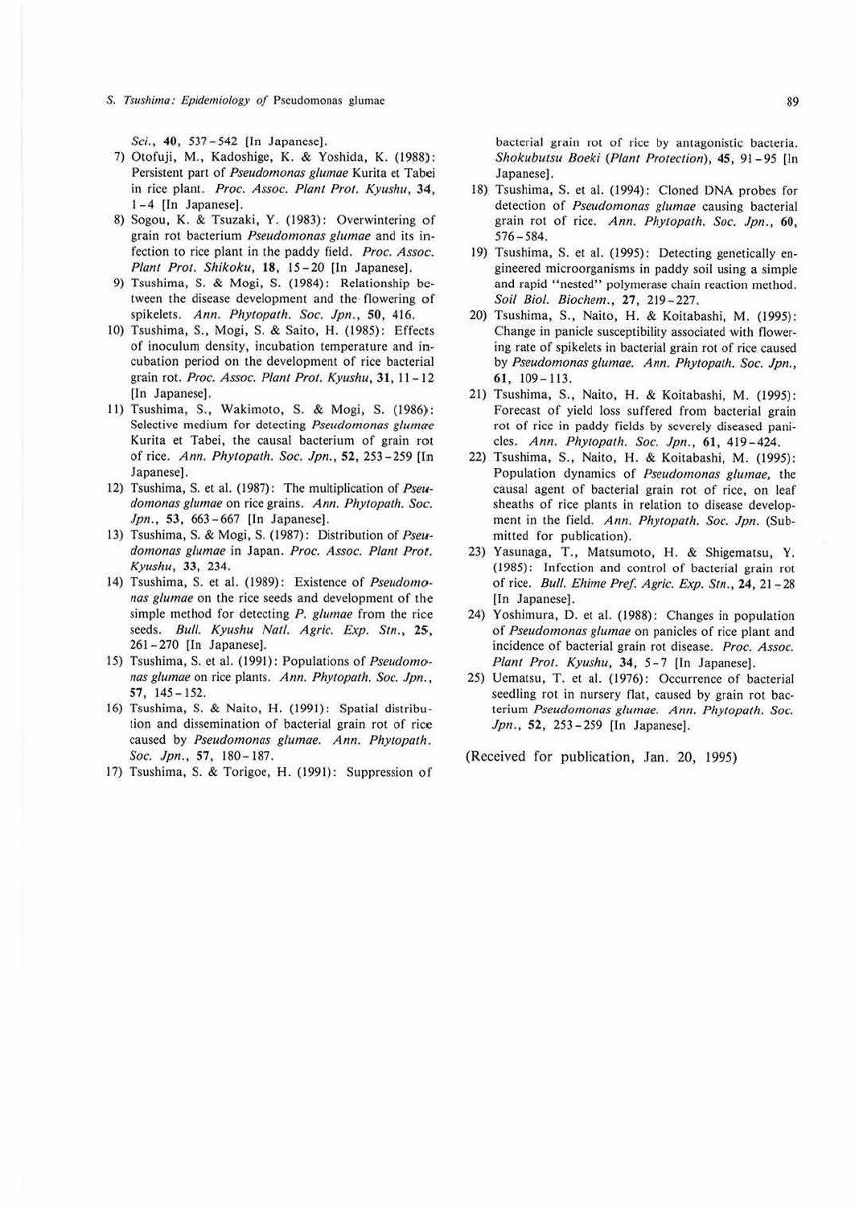*Sci.*, **40**, 537 – 542 [In Japanese].

7) Otofuji, M., Kadoshige, K. & Yoshida, K. (1988): Persistent part of *Pseudomonas glumae* Kurita et Tabei in rice plant. *Proc. Assoc. Plant Prot. Kyushu*, **34**, 1 – 4 [In Japanese].
8) Sogou, K. & Tsuzaki, Y. (1983): Overwintering of grain rot bacterium *Pseudomonas glumae* and its infection to rice plant in the paddy field. *Proc. Assoc. Plant Prot. Shikoku*, **18**, 15 – 20 [In Japanese].
9) Tsushima, S. & Mogi, S. (1984): Relationship between the disease development and the flowering of spikelets. *Ann. Phytopath. Soc. Jpn.*, **50**, 416.
10) Tsushima, S., Mogi, S. & Saito, H. (1985): Effects of inoculum density, incubation temperature and incubation period on the development of rice bacterial grain rot. *Proc. Assoc. Plant Prot. Kyushu*, **31**, 11 – 12 [In Japanese].
11) Tsushima, S., Wakimoto, S. & Mogi, S. (1986): Selective medium for detecting *Pseudomonas glumae* Kurita et Tabei, the causal bacterium of grain rot of rice. *Ann. Phytopath. Soc. Jpn.*, **52**, 253 – 259 [In Japanese].
12) Tsushima, S. et al. (1987): The multiplication of *Pseudomonas glumae* on rice grains. *Ann. Phytopath. Soc. Jpn.*, **53**, 663 – 667 [In Japanese].
13) Tsushima, S. & Mogi, S. (1987): Distribution of *Pseudomonas glumae* in Japan. *Proc. Assoc. Plant Prot. Kyushu*, **33**, 234.
14) Tsushima, S. et al. (1989): Existence of *Pseudomonas glumae* on the rice seeds and development of the simple method for detecting *P. glumae* from the rice seeds. *Bull. Kyushu Natl. Agric. Exp. Stn.*, **25**, 261 – 270 [In Japanese].
15) Tsushima, S. et al. (1991): Populations of *Pseudomonas glumae* on rice plants. *Ann. Phytopath. Soc. Jpn.*, **57**, 145 – 152.
16) Tsushima, S. & Naito, H. (1991): Spatial distribution and dissemination of bacterial grain rot of rice caused by *Pseudomonas glumae*. *Ann. Phytopath. Soc. Jpn.*, **57**, 180 – 187.
17) Tsushima, S. & Torigoe, H. (1991): Suppression of bacterial grain rot of rice by antagonistic bacteria. *Shokubutsu Boeki (Plant Protection)*, **45**, 91 – 95 [In Japanese].
18) Tsushima, S. et al. (1994): Cloned DNA probes for detection of *Pseudomonas glumae* causing bacterial grain rot of rice. *Ann. Phytopath. Soc. Jpn.*, **60**, 576 – 584.
19) Tsushima, S. et al. (1995): Detecting genetically engineered microorganisms in paddy soil using a simple and rapid "nested" polymerase chain reaction method. *Soil Biol. Biochem.*, **27**, 219 – 227.
20) Tsushima, S., Naito, H. & Koitabashi, M. (1995): Change in panicle susceptibility associated with flowering rate of spikelets in bacterial grain rot of rice caused by *Pseudomonas glumae*. *Ann. Phytopath. Soc. Jpn.*, **61**, 109 – 113.
21) Tsushima, S., Naito, H. & Koitabashi, M. (1995): Forecast of yield loss suffered from bacterial grain rot of rice in paddy fields by severely diseased panicles. *Ann. Phytopath. Soc. Jpn.*, **61**, 419 – 424.
22) Tsushima, S., Naito, H. & Koitabashi, M. (1995): Population dynamics of *Pseudomonas glumae*, the causal agent of bacterial grain rot of rice, on leaf sheaths of rice plants in relation to disease development in the field. *Ann. Phytopath. Soc. Jpn.* (Submitted for publication).
23) Yasunaga, T., Matsumoto, H. & Shigematsu, Y. (1985): Infection and control of bacterial grain rot of rice. *Bull. Ehime Pref. Agric. Exp. Stn.*, **24**, 21 – 28 [In Japanese].
24) Yoshimura, D. et al. (1988): Changes in population of *Pseudomonas glumae* on panicles of rice plant and incidence of bacterial grain rot disease. *Proc. Assoc. Plant Prot. Kyushu*, **34**, 5 – 7 [In Japanese].
25) Uematsu, T. et al. (1976): Occurrence of bacterial seedling rot in nursery flat, caused by grain rot bacterium *Pseudomonas glumae*. *Ann. Phytopath. Soc. Jpn.*, **52**, 253 – 259 [In Japanese].

(Received for publication, Jan. 20, 1995)